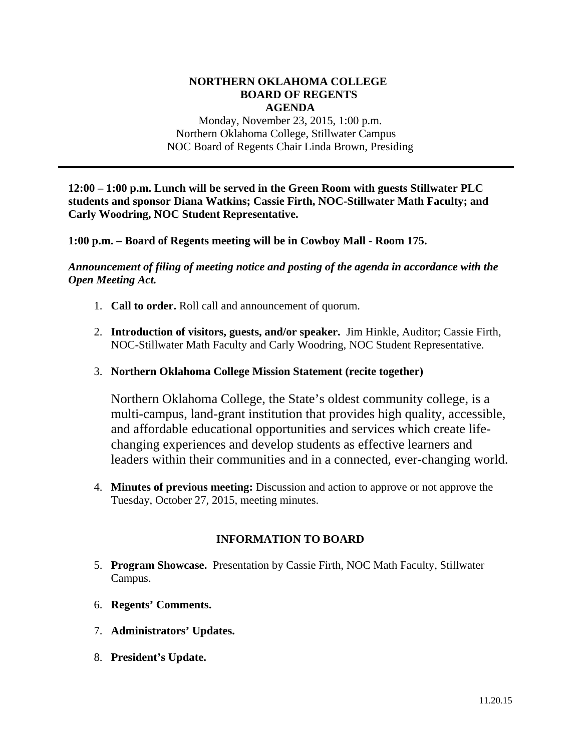# NORTHERN OKLAHOMA COLLEGE
## BOARD OF REGENTS
## AGENDA

Monday, November 23, 2015, 1:00 p.m.
Northern Oklahoma College, Stillwater Campus
NOC Board of Regents Chair Linda Brown, Presiding

---

**12:00 – 1:00 p.m. Lunch will be served in the Green Room with guests Stillwater PLC students and sponsor Diana Watkins; Cassie Firth, NOC-Stillwater Math Faculty; and Carly Woodring, NOC Student Representative.**

**1:00 p.m. – Board of Regents meeting will be in Cowboy Mall - Room 175.**

***Announcement of filing of meeting notice and posting of the agenda in accordance with the Open Meeting Act.***

1. **Call to order.** Roll call and announcement of quorum.

2. **Introduction of visitors, guests, and/or speaker.** Jim Hinkle, Auditor; Cassie Firth, NOC-Stillwater Math Faculty and Carly Woodring, NOC Student Representative.

3. **Northern Oklahoma College Mission Statement (recite together)**

   Northern Oklahoma College, the State's oldest community college, is a multi-campus, land-grant institution that provides high quality, accessible, and affordable educational opportunities and services which create life-changing experiences and develop students as effective learners and leaders within their communities and in a connected, ever-changing world.

4. **Minutes of previous meeting:** Discussion and action to approve or not approve the Tuesday, October 27, 2015, meeting minutes.

## INFORMATION TO BOARD

5. **Program Showcase.** Presentation by Cassie Firth, NOC Math Faculty, Stillwater Campus.

6. **Regents' Comments.**

7. **Administrators' Updates.**

8. **President's Update.**

11.20.15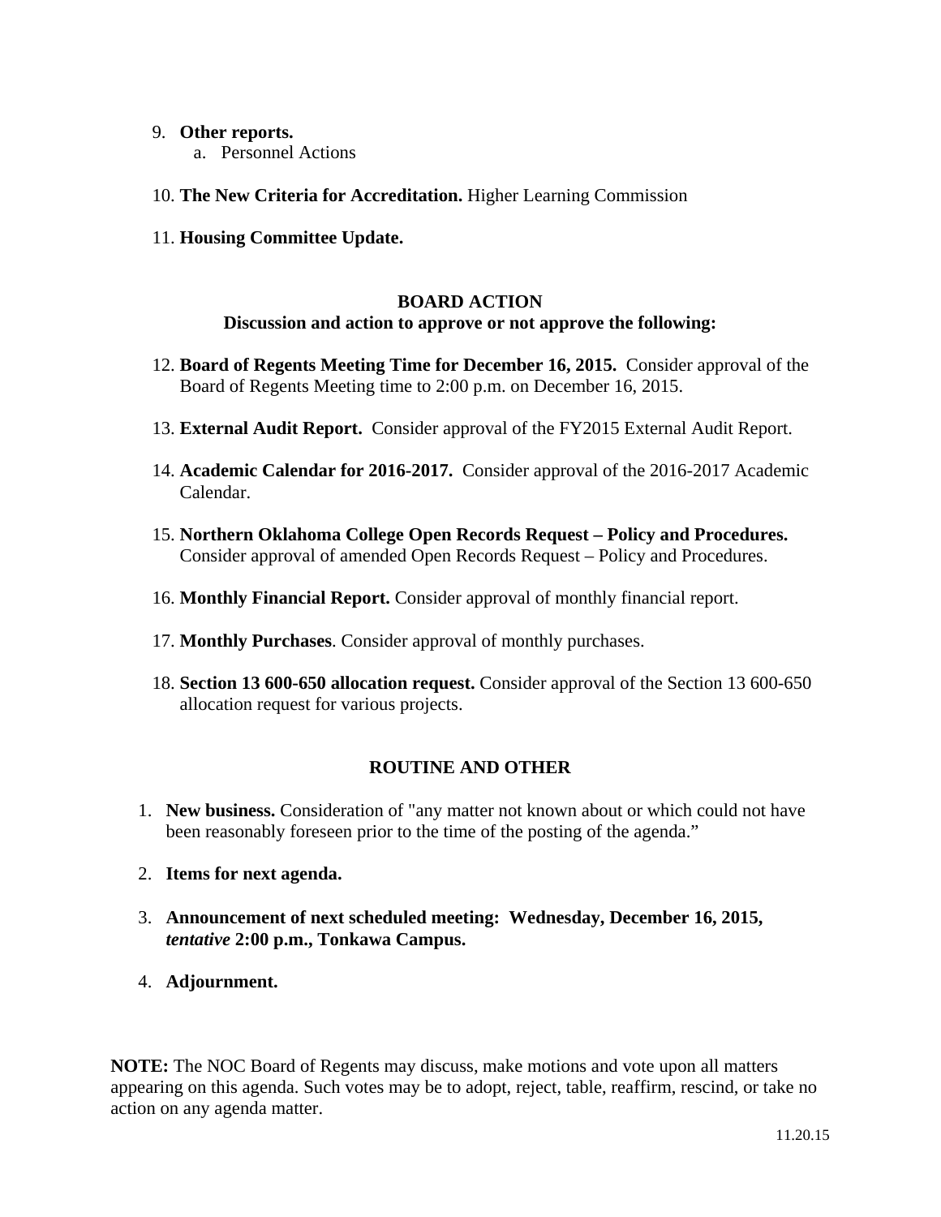9. **Other reports.**
    a. Personnel Actions

10. **The New Criteria for Accreditation.** Higher Learning Commission

11. **Housing Committee Update.**

**BOARD ACTION**
**Discussion and action to approve or not approve the following:**

12. **Board of Regents Meeting Time for December 16, 2015.** Consider approval of the Board of Regents Meeting time to 2:00 p.m. on December 16, 2015.

13. **External Audit Report.** Consider approval of the FY2015 External Audit Report.

14. **Academic Calendar for 2016-2017.** Consider approval of the 2016-2017 Academic Calendar.

15. **Northern Oklahoma College Open Records Request – Policy and Procedures.** Consider approval of amended Open Records Request – Policy and Procedures.

16. **Monthly Financial Report.** Consider approval of monthly financial report.

17. **Monthly Purchases**. Consider approval of monthly purchases.

18. **Section 13 600-650 allocation request.** Consider approval of the Section 13 600-650 allocation request for various projects.

**ROUTINE AND OTHER**

1. **New business.** Consideration of "any matter not known about or which could not have been reasonably foreseen prior to the time of the posting of the agenda."

2. **Items for next agenda.**

3. **Announcement of next scheduled meeting: Wednesday, December 16, 2015, *tentative* 2:00 p.m., Tonkawa Campus.**

4. **Adjournment.**

**NOTE:** The NOC Board of Regents may discuss, make motions and vote upon all matters appearing on this agenda. Such votes may be to adopt, reject, table, reaffirm, rescind, or take no action on any agenda matter.

11.20.15